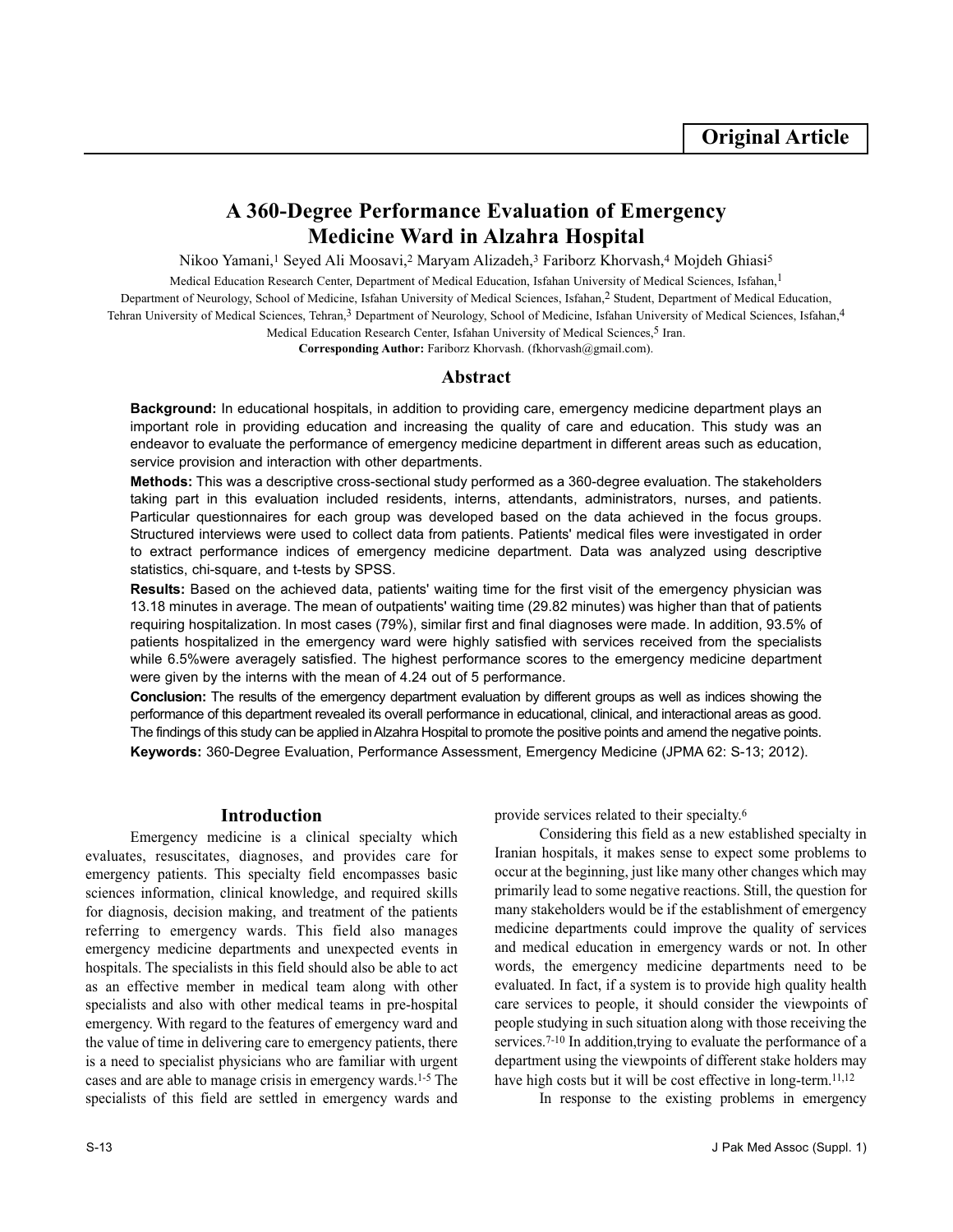**Original Article**

# A 360-Degree Performance Evaluation of Emergency Medicine Ward in Alzahra Hospital

Nikoo Yamani,[1] Seyed Ali Moosavi,[2] Maryam Alizadeh,[3] Fariborz Khorvash,[4] Mojdeh Ghiasi[5]

Medical Education Research Center, Department of Medical Education, Isfahan University of Medical Sciences, Isfahan,[1] Department of Neurology, School of Medicine, Isfahan University of Medical Sciences, Isfahan,[2] Student, Department of Medical Education, Tehran University of Medical Sciences, Tehran,[3] Department of Neurology, School of Medicine, Isfahan University of Medical Sciences, Isfahan,[4] Medical Education Research Center, Isfahan University of Medical Sciences,[5] Iran.

**Corresponding Author:** Fariborz Khorvash. (fkhorvash@gmail.com).

## Abstract

**Background:** In educational hospitals, in addition to providing care, emergency medicine department plays an important role in providing education and increasing the quality of care and education. This study was an endeavor to evaluate the performance of emergency medicine department in different areas such as education, service provision and interaction with other departments.

**Methods:** This was a descriptive cross-sectional study performed as a 360-degree evaluation. The stakeholders taking part in this evaluation included residents, interns, attendants, administrators, nurses, and patients. Particular questionnaires for each group was developed based on the data achieved in the focus groups. Structured interviews were used to collect data from patients. Patients' medical files were investigated in order to extract performance indices of emergency medicine department. Data was analyzed using descriptive statistics, chi-square, and t-tests by SPSS.

**Results:** Based on the achieved data, patients' waiting time for the first visit of the emergency physician was 13.18 minutes in average. The mean of outpatients' waiting time (29.82 minutes) was higher than that of patients requiring hospitalization. In most cases (79%), similar first and final diagnoses were made. In addition, 93.5% of patients hospitalized in the emergency ward were highly satisfied with services received from the specialists while 6.5%were averagely satisfied. The highest performance scores to the emergency medicine department were given by the interns with the mean of 4.24 out of 5 performance.

**Conclusion:** The results of the emergency department evaluation by different groups as well as indices showing the performance of this department revealed its overall performance in educational, clinical, and interactional areas as good. The findings of this study can be applied in Alzahra Hospital to promote the positive points and amend the negative points.

**Keywords:** 360-Degree Evaluation, Performance Assessment, Emergency Medicine (JPMA 62: S-13; 2012).

## Introduction

Emergency medicine is a clinical specialty which evaluates, resuscitates, diagnoses, and provides care for emergency patients. This specialty field encompasses basic sciences information, clinical knowledge, and required skills for diagnosis, decision making, and treatment of the patients referring to emergency wards. This field also manages emergency medicine departments and unexpected events in hospitals. The specialists in this field should also be able to act as an effective member in medical team along with other specialists and also with other medical teams in pre-hospital emergency. With regard to the features of emergency ward and the value of time in delivering care to emergency patients, there is a need to specialist physicians who are familiar with urgent cases and are able to manage crisis in emergency wards.[1-5] The specialists of this field are settled in emergency wards and provide services related to their specialty.[6]

Considering this field as a new established specialty in Iranian hospitals, it makes sense to expect some problems to occur at the beginning, just like many other changes which may primarily lead to some negative reactions. Still, the question for many stakeholders would be if the establishment of emergency medicine departments could improve the quality of services and medical education in emergency wards or not. In other words, the emergency medicine departments need to be evaluated. In fact, if a system is to provide high quality health care services to people, it should consider the viewpoints of people studying in such situation along with those receiving the services.[7-10] In addition,trying to evaluate the performance of a department using the viewpoints of different stake holders may have high costs but it will be cost effective in long-term.[11,12]

In response to the existing problems in emergency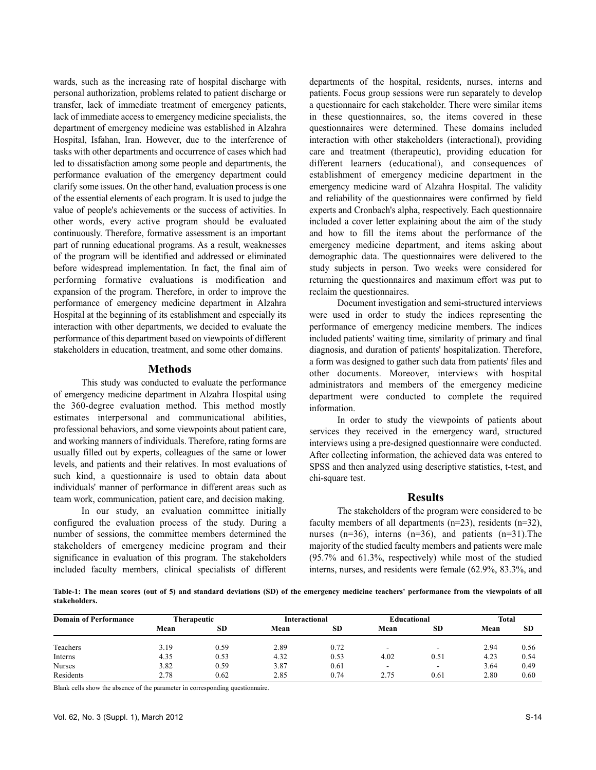wards, such as the increasing rate of hospital discharge with personal authorization, problems related to patient discharge or transfer, lack of immediate treatment of emergency patients, lack of immediate access to emergency medicine specialists, the department of emergency medicine was established in Alzahra Hospital, Isfahan, Iran. However, due to the interference of tasks with other departments and occurrence of cases which had led to dissatisfaction among some people and departments, the performance evaluation of the emergency department could clarify some issues. On the other hand, evaluation process is one of the essential elements of each program. It is used to judge the value of people's achievements or the success of activities. In other words, every active program should be evaluated continuously. Therefore, formative assessment is an important part of running educational programs. As a result, weaknesses of the program will be identified and addressed or eliminated before widespread implementation. In fact, the final aim of performing formative evaluations is modification and expansion of the program. Therefore, in order to improve the performance of emergency medicine department in Alzahra Hospital at the beginning of its establishment and especially its interaction with other departments, we decided to evaluate the performance of this department based on viewpoints of different stakeholders in education, treatment, and some other domains.

## Methods

This study was conducted to evaluate the performance of emergency medicine department in Alzahra Hospital using the 360-degree evaluation method. This method mostly estimates interpersonal and communicational abilities, professional behaviors, and some viewpoints about patient care, and working manners of individuals. Therefore, rating forms are usually filled out by experts, colleagues of the same or lower levels, and patients and their relatives. In most evaluations of such kind, a questionnaire is used to obtain data about individuals' manner of performance in different areas such as team work, communication, patient care, and decision making.

In our study, an evaluation committee initially configured the evaluation process of the study. During a number of sessions, the committee members determined the stakeholders of emergency medicine program and their significance in evaluation of this program. The stakeholders included faculty members, clinical specialists of different departments of the hospital, residents, nurses, interns and patients. Focus group sessions were run separately to develop a questionnaire for each stakeholder. There were similar items in these questionnaires, so, the items covered in these questionnaires were determined. These domains included interaction with other stakeholders (interactional), providing care and treatment (therapeutic), providing education for different learners (educational), and consequences of establishment of emergency medicine department in the emergency medicine ward of Alzahra Hospital. The validity and reliability of the questionnaires were confirmed by field experts and Cronbach's alpha, respectively. Each questionnaire included a cover letter explaining about the aim of the study and how to fill the items about the performance of the emergency medicine department, and items asking about demographic data. The questionnaires were delivered to the study subjects in person. Two weeks were considered for returning the questionnaires and maximum effort was put to reclaim the questionnaires.

Document investigation and semi-structured interviews were used in order to study the indices representing the performance of emergency medicine members. The indices included patients' waiting time, similarity of primary and final diagnosis, and duration of patients' hospitalization. Therefore, a form was designed to gather such data from patients' files and other documents. Moreover, interviews with hospital administrators and members of the emergency medicine department were conducted to complete the required information.

In order to study the viewpoints of patients about services they received in the emergency ward, structured interviews using a pre-designed questionnaire were conducted. After collecting information, the achieved data was entered to SPSS and then analyzed using descriptive statistics, t-test, and chi-square test.

## Results

The stakeholders of the program were considered to be faculty members of all departments (n=23), residents (n=32), nurses (n=36), interns (n=36), and patients (n=31).The majority of the studied faculty members and patients were male (95.7% and 61.3%, respectively) while most of the studied interns, nurses, and residents were female (62.9%, 83.3%, and

**Table-1: The mean scores (out of 5) and standard deviations (SD) of the emergency medicine teachers' performance from the viewpoints of all stakeholders.**

| Domain of Performance | Therapeutic | | Interactional | | Educational | | Total | |
|---|---|---|---|---|---|---|---|---|
| | Mean | SD | Mean | SD | Mean | SD | Mean | SD |
| Teachers | 3.19 | 0.59 | 2.89 | 0.72 | - | - | 2.94 | 0.56 |
| Interns | 4.35 | 0.53 | 4.32 | 0.53 | 4.02 | 0.51 | 4.23 | 0.54 |
| Nurses | 3.82 | 0.59 | 3.87 | 0.61 | - | - | 3.64 | 0.49 |
| Residents | 2.78 | 0.62 | 2.85 | 0.74 | 2.75 | 0.61 | 2.80 | 0.60 |

Blank cells show the absence of the parameter in corresponding questionnaire.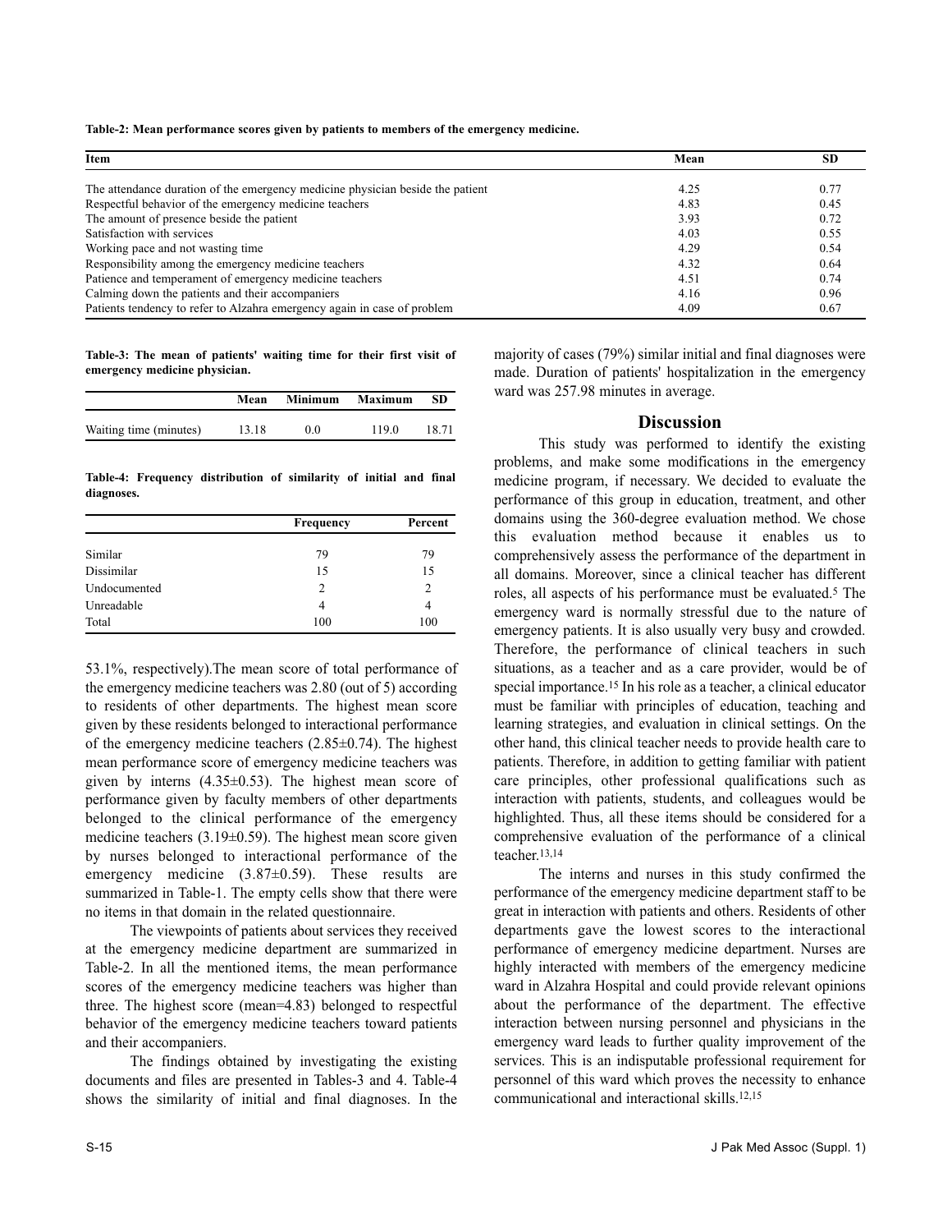**Table-2: Mean performance scores given by patients to members of the emergency medicine.**

| Item | Mean | SD |
|---|---|---|
| The attendance duration of the emergency medicine physician beside the patient | 4.25 | 0.77 |
| Respectful behavior of the emergency medicine teachers | 4.83 | 0.45 |
| The amount of presence beside the patient | 3.93 | 0.72 |
| Satisfaction with services | 4.03 | 0.55 |
| Working pace and not wasting time | 4.29 | 0.54 |
| Responsibility among the emergency medicine teachers | 4.32 | 0.64 |
| Patience and temperament of emergency medicine teachers | 4.51 | 0.74 |
| Calming down the patients and their accompaniers | 4.16 | 0.96 |
| Patients tendency to refer to Alzahra emergency again in case of problem | 4.09 | 0.67 |

**Table-3: The mean of patients' waiting time for their first visit of emergency medicine physician.**

| | Mean | Minimum | Maximum | SD |
|---|---|---|---|---|
| Waiting time (minutes) | 13.18 | 0.0 | 119.0 | 18.71 |

**Table-4: Frequency distribution of similarity of initial and final diagnoses.**

| | Frequency | Percent |
|---|---|---|
| Similar | 79 | 79 |
| Dissimilar | 15 | 15 |
| Undocumented | 2 | 2 |
| Unreadable | 4 | 4 |
| Total | 100 | 100 |

53.1%, respectively).The mean score of total performance of the emergency medicine teachers was 2.80 (out of 5) according to residents of other departments. The highest mean score given by these residents belonged to interactional performance of the emergency medicine teachers (2.85±0.74). The highest mean performance score of emergency medicine teachers was given by interns (4.35±0.53). The highest mean score of performance given by faculty members of other departments belonged to the clinical performance of the emergency medicine teachers (3.19±0.59). The highest mean score given by nurses belonged to interactional performance of the emergency medicine (3.87±0.59). These results are summarized in Table-1. The empty cells show that there were no items in that domain in the related questionnaire.

The viewpoints of patients about services they received at the emergency medicine department are summarized in Table-2. In all the mentioned items, the mean performance scores of the emergency medicine teachers was higher than three. The highest score (mean=4.83) belonged to respectful behavior of the emergency medicine teachers toward patients and their accompaniers.

The findings obtained by investigating the existing documents and files are presented in Tables-3 and 4. Table-4 shows the similarity of initial and final diagnoses. In the majority of cases (79%) similar initial and final diagnoses were made. Duration of patients' hospitalization in the emergency ward was 257.98 minutes in average.

## Discussion

This study was performed to identify the existing problems, and make some modifications in the emergency medicine program, if necessary. We decided to evaluate the performance of this group in education, treatment, and other domains using the 360-degree evaluation method. We chose this evaluation method because it enables us to comprehensively assess the performance of the department in all domains. Moreover, since a clinical teacher has different roles, all aspects of his performance must be evaluated.[5] The emergency ward is normally stressful due to the nature of emergency patients. It is also usually very busy and crowded. Therefore, the performance of clinical teachers in such situations, as a teacher and as a care provider, would be of special importance.[15] In his role as a teacher, a clinical educator must be familiar with principles of education, teaching and learning strategies, and evaluation in clinical settings. On the other hand, this clinical teacher needs to provide health care to patients. Therefore, in addition to getting familiar with patient care principles, other professional qualifications such as interaction with patients, students, and colleagues would be highlighted. Thus, all these items should be considered for a comprehensive evaluation of the performance of a clinical teacher.[13,14]

The interns and nurses in this study confirmed the performance of the emergency medicine department staff to be great in interaction with patients and others. Residents of other departments gave the lowest scores to the interactional performance of emergency medicine department. Nurses are highly interacted with members of the emergency medicine ward in Alzahra Hospital and could provide relevant opinions about the performance of the department. The effective interaction between nursing personnel and physicians in the emergency ward leads to further quality improvement of the services. This is an indisputable professional requirement for personnel of this ward which proves the necessity to enhance communicational and interactional skills.[12,15]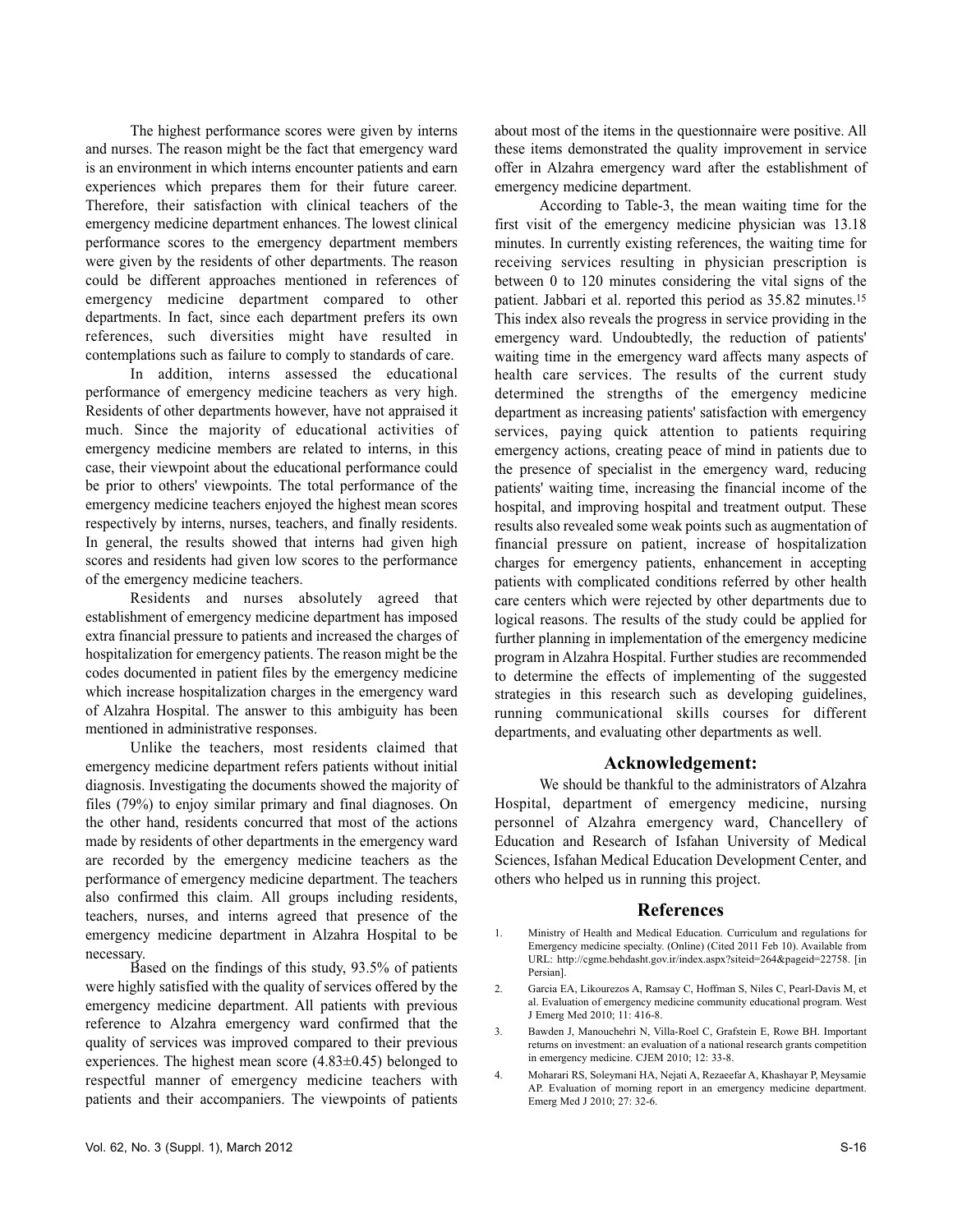The highest performance scores were given by interns and nurses. The reason might be the fact that emergency ward is an environment in which interns encounter patients and earn experiences which prepares them for their future career. Therefore, their satisfaction with clinical teachers of the emergency medicine department enhances. The lowest clinical performance scores to the emergency department members were given by the residents of other departments. The reason could be different approaches mentioned in references of emergency medicine department compared to other departments. In fact, since each department prefers its own references, such diversities might have resulted in contemplations such as failure to comply to standards of care.

In addition, interns assessed the educational performance of emergency medicine teachers as very high. Residents of other departments however, have not appraised it much. Since the majority of educational activities of emergency medicine members are related to interns, in this case, their viewpoint about the educational performance could be prior to others' viewpoints. The total performance of the emergency medicine teachers enjoyed the highest mean scores respectively by interns, nurses, teachers, and finally residents. In general, the results showed that interns had given high scores and residents had given low scores to the performance of the emergency medicine teachers.

Residents and nurses absolutely agreed that establishment of emergency medicine department has imposed extra financial pressure to patients and increased the charges of hospitalization for emergency patients. The reason might be the codes documented in patient files by the emergency medicine which increase hospitalization charges in the emergency ward of Alzahra Hospital. The answer to this ambiguity has been mentioned in administrative responses.

Unlike the teachers, most residents claimed that emergency medicine department refers patients without initial diagnosis. Investigating the documents showed the majority of files (79%) to enjoy similar primary and final diagnoses. On the other hand, residents concurred that most of the actions made by residents of other departments in the emergency ward are recorded by the emergency medicine teachers as the performance of emergency medicine department. The teachers also confirmed this claim. All groups including residents, teachers, nurses, and interns agreed that presence of the emergency medicine department in Alzahra Hospital to be necessary.

Based on the findings of this study, 93.5% of patients were highly satisfied with the quality of services offered by the emergency medicine department. All patients with previous reference to Alzahra emergency ward confirmed that the quality of services was improved compared to their previous experiences. The highest mean score (4.83±0.45) belonged to respectful manner of emergency medicine teachers with patients and their accompaniers. The viewpoints of patients about most of the items in the questionnaire were positive. All these items demonstrated the quality improvement in service offer in Alzahra emergency ward after the establishment of emergency medicine department.

According to Table-3, the mean waiting time for the first visit of the emergency medicine physician was 13.18 minutes. In currently existing references, the waiting time for receiving services resulting in physician prescription is between 0 to 120 minutes considering the vital signs of the patient. Jabbari et al. reported this period as 35.82 minutes.[15] This index also reveals the progress in service providing in the emergency ward. Undoubtedly, the reduction of patients' waiting time in the emergency ward affects many aspects of health care services. The results of the current study determined the strengths of the emergency medicine department as increasing patients' satisfaction with emergency services, paying quick attention to patients requiring emergency actions, creating peace of mind in patients due to the presence of specialist in the emergency ward, reducing patients' waiting time, increasing the financial income of the hospital, and improving hospital and treatment output. These results also revealed some weak points such as augmentation of financial pressure on patient, increase of hospitalization charges for emergency patients, enhancement in accepting patients with complicated conditions referred by other health care centers which were rejected by other departments due to logical reasons. The results of the study could be applied for further planning in implementation of the emergency medicine program in Alzahra Hospital. Further studies are recommended to determine the effects of implementing of the suggested strategies in this research such as developing guidelines, running communicational skills courses for different departments, and evaluating other departments as well.

## Acknowledgement:

We should be thankful to the administrators of Alzahra Hospital, department of emergency medicine, nursing personnel of Alzahra emergency ward, Chancellery of Education and Research of Isfahan University of Medical Sciences, Isfahan Medical Education Development Center, and others who helped us in running this project.

## References

1. Ministry of Health and Medical Education. Curriculum and regulations for Emergency medicine specialty. (Online) (Cited 2011 Feb 10). Available from URL: http://cgme.behdasht.gov.ir/index.aspx?siteid=264&pageid=22758. [in Persian].
2. Garcia EA, Likourezos A, Ramsay C, Hoffman S, Niles C, Pearl-Davis M, et al. Evaluation of emergency medicine community educational program. West J Emerg Med 2010; 11: 416-8.
3. Bawden J, Manouchehri N, Villa-Roel C, Grafstein E, Rowe BH. Important returns on investment: an evaluation of a national research grants competition in emergency medicine. CJEM 2010; 12: 33-8.
4. Moharari RS, Soleymani HA, Nejati A, Rezaeefar A, Khashayar P, Meysamie AP. Evaluation of morning report in an emergency medicine department. Emerg Med J 2010; 27: 32-6.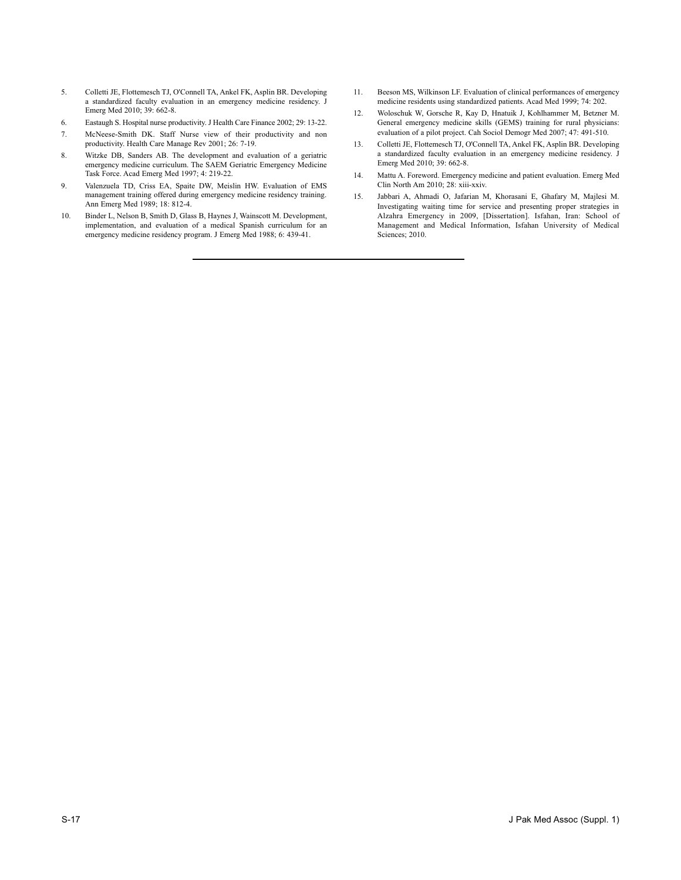5. Colletti JE, Flottemesch TJ, O'Connell TA, Ankel FK, Asplin BR. Developing a standardized faculty evaluation in an emergency medicine residency. J Emerg Med 2010; 39: 662-8.
6. Eastaugh S. Hospital nurse productivity. J Health Care Finance 2002; 29: 13-22.
7. McNeese-Smith DK. Staff Nurse view of their productivity and non productivity. Health Care Manage Rev 2001; 26: 7-19.
8. Witzke DB, Sanders AB. The development and evaluation of a geriatric emergency medicine curriculum. The SAEM Geriatric Emergency Medicine Task Force. Acad Emerg Med 1997; 4: 219-22.
9. Valenzuela TD, Criss EA, Spaite DW, Meislin HW. Evaluation of EMS management training offered during emergency medicine residency training. Ann Emerg Med 1989; 18: 812-4.
10. Binder L, Nelson B, Smith D, Glass B, Haynes J, Wainscott M. Development, implementation, and evaluation of a medical Spanish curriculum for an emergency medicine residency program. J Emerg Med 1988; 6: 439-41.
11. Beeson MS, Wilkinson LF. Evaluation of clinical performances of emergency medicine residents using standardized patients. Acad Med 1999; 74: 202.
12. Woloschuk W, Gorsche R, Kay D, Hnatuik J, Kohlhammer M, Betzner M. General emergency medicine skills (GEMS) training for rural physicians: evaluation of a pilot project. Cah Sociol Demogr Med 2007; 47: 491-510.
13. Colletti JE, Flottemesch TJ, O'Connell TA, Ankel FK, Asplin BR. Developing a standardized faculty evaluation in an emergency medicine residency. J Emerg Med 2010; 39: 662-8.
14. Mattu A. Foreword. Emergency medicine and patient evaluation. Emerg Med Clin North Am 2010; 28: xiii-xxiv.
15. Jabbari A, Ahmadi O, Jafarian M, Khorasani E, Ghafary M, Majlesi M. Investigating waiting time for service and presenting proper strategies in Alzahra Emergency in 2009, [Dissertation]. Isfahan, Iran: School of Management and Medical Information, Isfahan University of Medical Sciences; 2010.